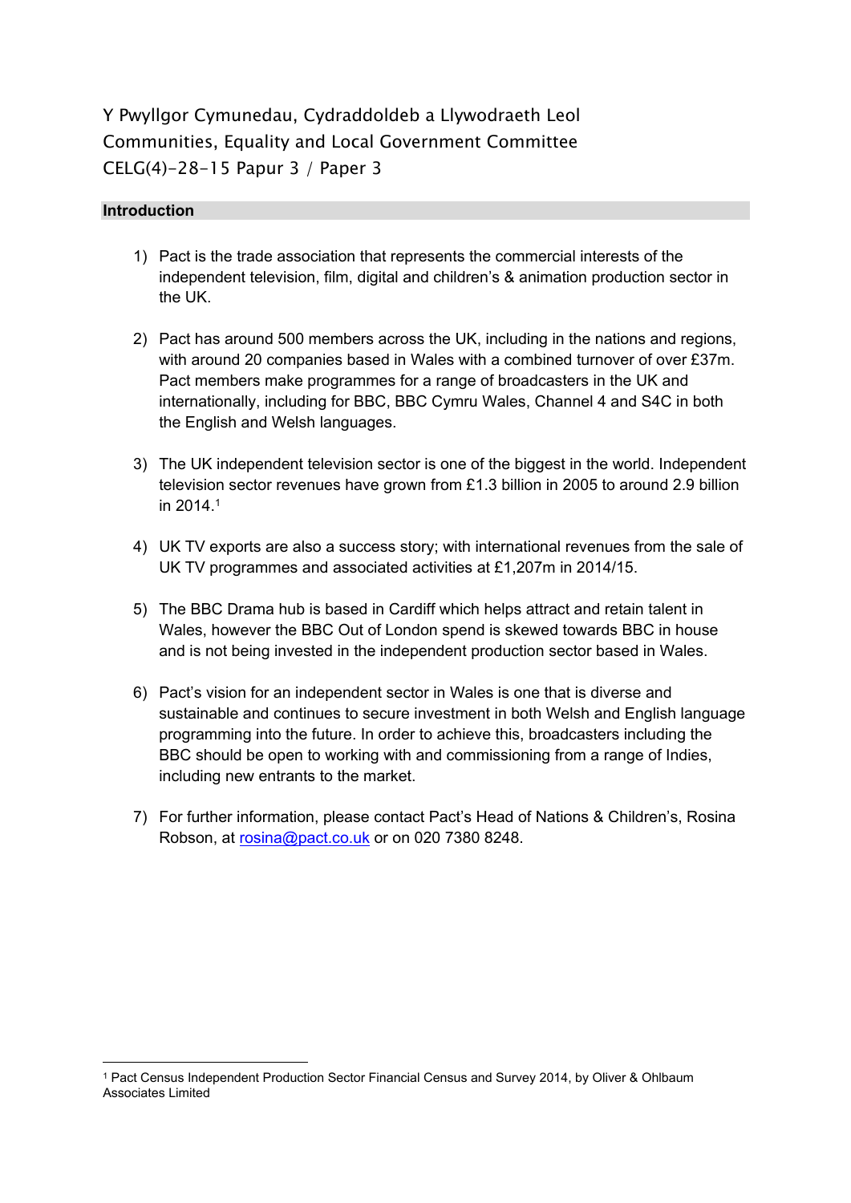Y Pwyllgor Cymunedau, Cydraddoldeb a Llywodraeth Leol
Communities, Equality and Local Government Committee
CELG(4)-28-15 Papur 3 / Paper 3

## Introduction

1) Pact is the trade association that represents the commercial interests of the independent television, film, digital and children's & animation production sector in the UK.

2) Pact has around 500 members across the UK, including in the nations and regions, with around 20 companies based in Wales with a combined turnover of over £37m. Pact members make programmes for a range of broadcasters in the UK and internationally, including for BBC, BBC Cymru Wales, Channel 4 and S4C in both the English and Welsh languages.

3) The UK independent television sector is one of the biggest in the world. Independent television sector revenues have grown from £1.3 billion in 2005 to around 2.9 billion in 2014.[1]

4) UK TV exports are also a success story; with international revenues from the sale of UK TV programmes and associated activities at £1,207m in 2014/15.

5) The BBC Drama hub is based in Cardiff which helps attract and retain talent in Wales, however the BBC Out of London spend is skewed towards BBC in house and is not being invested in the independent production sector based in Wales.

6) Pact's vision for an independent sector in Wales is one that is diverse and sustainable and continues to secure investment in both Welsh and English language programming into the future. In order to achieve this, broadcasters including the BBC should be open to working with and commissioning from a range of Indies, including new entrants to the market.

7) For further information, please contact Pact's Head of Nations & Children's, Rosina Robson, at rosina@pact.co.uk or on 020 7380 8248.

[1] Pact Census Independent Production Sector Financial Census and Survey 2014, by Oliver & Ohlbaum Associates Limited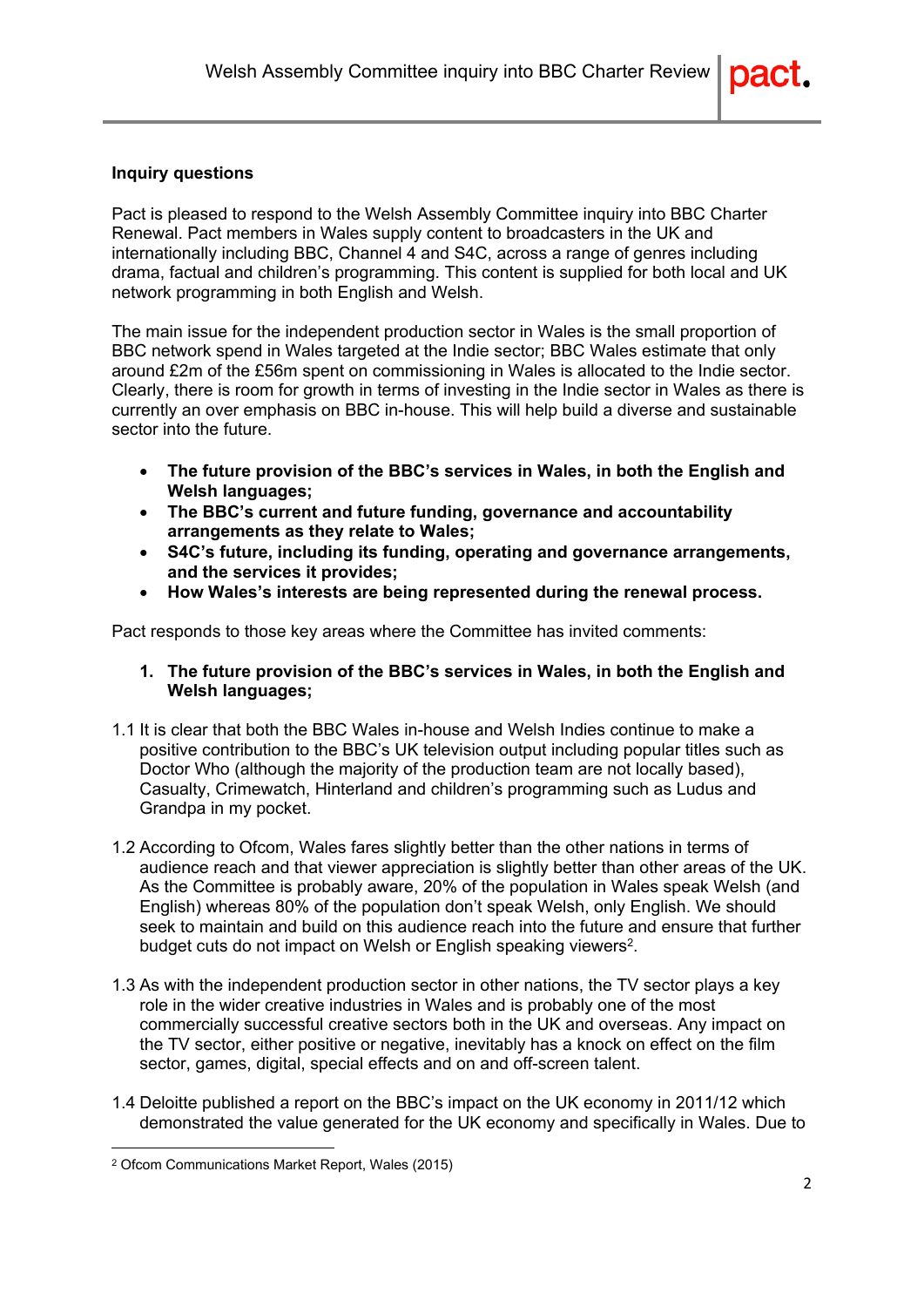**Inquiry questions**

Pact is pleased to respond to the Welsh Assembly Committee inquiry into BBC Charter Renewal. Pact members in Wales supply content to broadcasters in the UK and internationally including BBC, Channel 4 and S4C, across a range of genres including drama, factual and children's programming. This content is supplied for both local and UK network programming in both English and Welsh.

The main issue for the independent production sector in Wales is the small proportion of BBC network spend in Wales targeted at the Indie sector; BBC Wales estimate that only around £2m of the £56m spent on commissioning in Wales is allocated to the Indie sector. Clearly, there is room for growth in terms of investing in the Indie sector in Wales as there is currently an over emphasis on BBC in-house. This will help build a diverse and sustainable sector into the future.

- **The future provision of the BBC's services in Wales, in both the English and Welsh languages;**
- **The BBC's current and future funding, governance and accountability arrangements as they relate to Wales;**
- **S4C's future, including its funding, operating and governance arrangements, and the services it provides;**
- **How Wales's interests are being represented during the renewal process.**

Pact responds to those key areas where the Committee has invited comments:

1. **The future provision of the BBC's services in Wales, in both the English and Welsh languages;**

1.1 It is clear that both the BBC Wales in-house and Welsh Indies continue to make a positive contribution to the BBC's UK television output including popular titles such as Doctor Who (although the majority of the production team are not locally based), Casualty, Crimewatch, Hinterland and children's programming such as Ludus and Grandpa in my pocket.

1.2 According to Ofcom, Wales fares slightly better than the other nations in terms of audience reach and that viewer appreciation is slightly better than other areas of the UK. As the Committee is probably aware, 20% of the population in Wales speak Welsh (and English) whereas 80% of the population don't speak Welsh, only English. We should seek to maintain and build on this audience reach into the future and ensure that further budget cuts do not impact on Welsh or English speaking viewers[2].

1.3 As with the independent production sector in other nations, the TV sector plays a key role in the wider creative industries in Wales and is probably one of the most commercially successful creative sectors both in the UK and overseas. Any impact on the TV sector, either positive or negative, inevitably has a knock on effect on the film sector, games, digital, special effects and on and off-screen talent.

1.4 Deloitte published a report on the BBC's impact on the UK economy in 2011/12 which demonstrated the value generated for the UK economy and specifically in Wales. Due to

[2] Ofcom Communications Market Report, Wales (2015)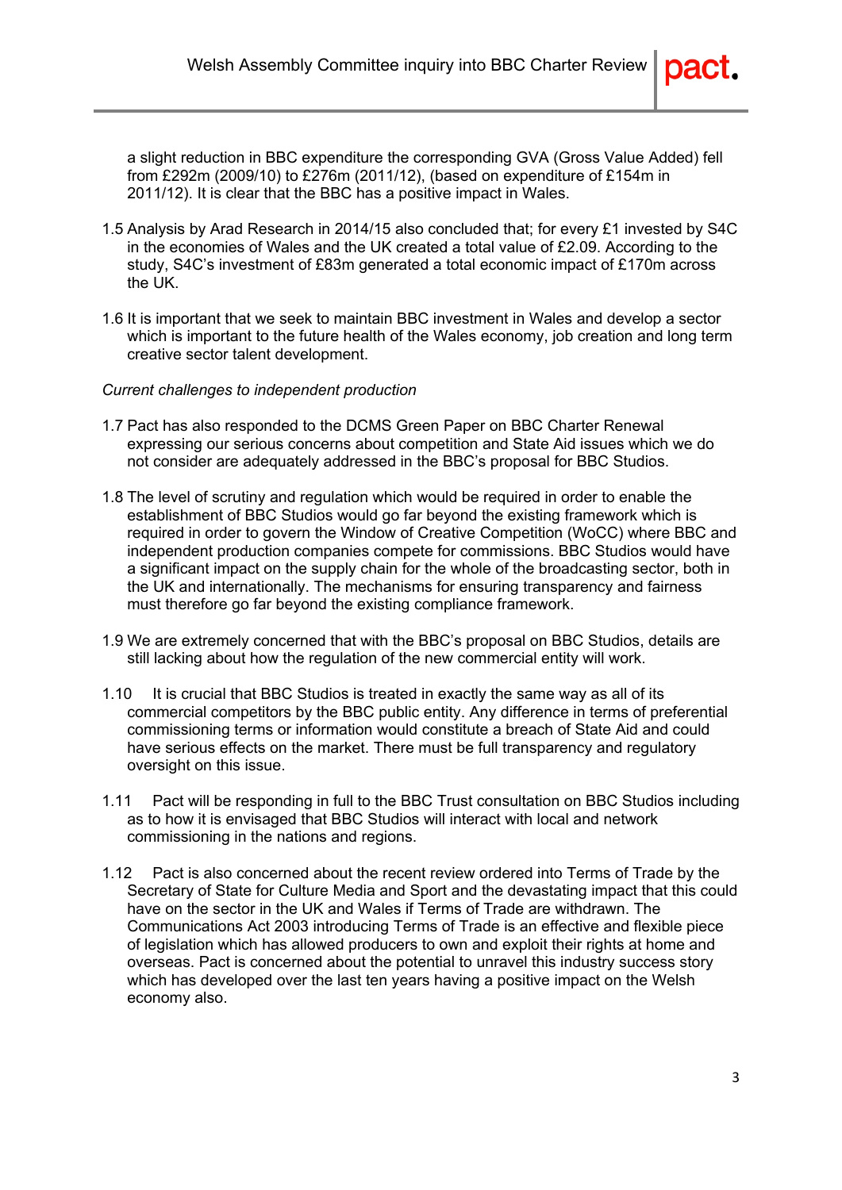a slight reduction in BBC expenditure the corresponding GVA (Gross Value Added) fell from £292m (2009/10) to £276m (2011/12), (based on expenditure of £154m in 2011/12). It is clear that the BBC has a positive impact in Wales.

1.5 Analysis by Arad Research in 2014/15 also concluded that; for every £1 invested by S4C in the economies of Wales and the UK created a total value of £2.09. According to the study, S4C's investment of £83m generated a total economic impact of £170m across the UK.

1.6 It is important that we seek to maintain BBC investment in Wales and develop a sector which is important to the future health of the Wales economy, job creation and long term creative sector talent development.

*Current challenges to independent production*

1.7 Pact has also responded to the DCMS Green Paper on BBC Charter Renewal expressing our serious concerns about competition and State Aid issues which we do not consider are adequately addressed in the BBC's proposal for BBC Studios.

1.8 The level of scrutiny and regulation which would be required in order to enable the establishment of BBC Studios would go far beyond the existing framework which is required in order to govern the Window of Creative Competition (WoCC) where BBC and independent production companies compete for commissions. BBC Studios would have a significant impact on the supply chain for the whole of the broadcasting sector, both in the UK and internationally. The mechanisms for ensuring transparency and fairness must therefore go far beyond the existing compliance framework.

1.9 We are extremely concerned that with the BBC's proposal on BBC Studios, details are still lacking about how the regulation of the new commercial entity will work.

1.10 It is crucial that BBC Studios is treated in exactly the same way as all of its commercial competitors by the BBC public entity. Any difference in terms of preferential commissioning terms or information would constitute a breach of State Aid and could have serious effects on the market. There must be full transparency and regulatory oversight on this issue.

1.11 Pact will be responding in full to the BBC Trust consultation on BBC Studios including as to how it is envisaged that BBC Studios will interact with local and network commissioning in the nations and regions.

1.12 Pact is also concerned about the recent review ordered into Terms of Trade by the Secretary of State for Culture Media and Sport and the devastating impact that this could have on the sector in the UK and Wales if Terms of Trade are withdrawn. The Communications Act 2003 introducing Terms of Trade is an effective and flexible piece of legislation which has allowed producers to own and exploit their rights at home and overseas. Pact is concerned about the potential to unravel this industry success story which has developed over the last ten years having a positive impact on the Welsh economy also.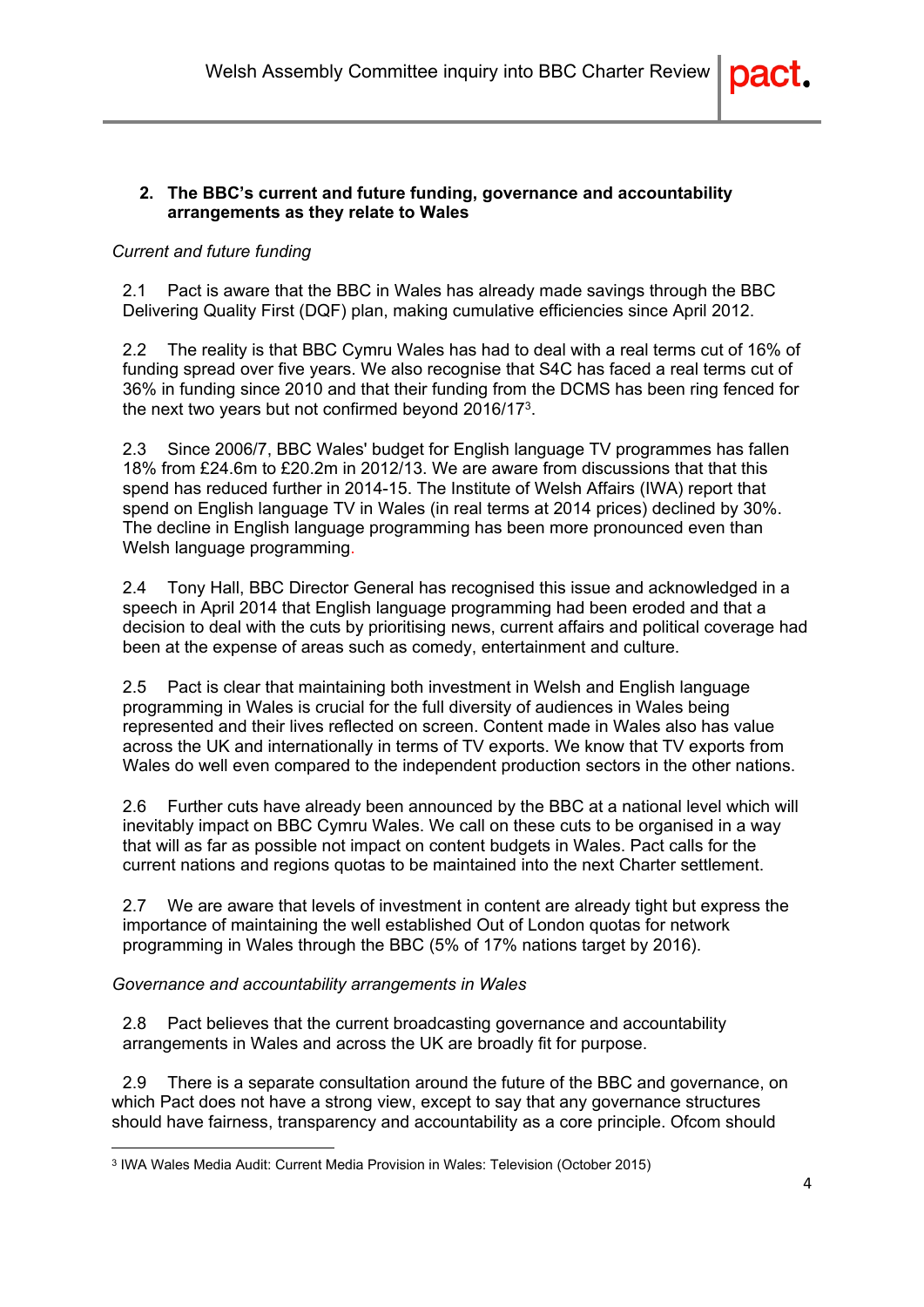## 2. The BBC's current and future funding, governance and accountability arrangements as they relate to Wales

*Current and future funding*

2.1 Pact is aware that the BBC in Wales has already made savings through the BBC Delivering Quality First (DQF) plan, making cumulative efficiencies since April 2012.

2.2 The reality is that BBC Cymru Wales has had to deal with a real terms cut of 16% of funding spread over five years. We also recognise that S4C has faced a real terms cut of 36% in funding since 2010 and that their funding from the DCMS has been ring fenced for the next two years but not confirmed beyond 2016/17[3].

2.3 Since 2006/7, BBC Wales' budget for English language TV programmes has fallen 18% from £24.6m to £20.2m in 2012/13. We are aware from discussions that that this spend has reduced further in 2014-15. The Institute of Welsh Affairs (IWA) report that spend on English language TV in Wales (in real terms at 2014 prices) declined by 30%. The decline in English language programming has been more pronounced even than Welsh language programming.

2.4 Tony Hall, BBC Director General has recognised this issue and acknowledged in a speech in April 2014 that English language programming had been eroded and that a decision to deal with the cuts by prioritising news, current affairs and political coverage had been at the expense of areas such as comedy, entertainment and culture.

2.5 Pact is clear that maintaining both investment in Welsh and English language programming in Wales is crucial for the full diversity of audiences in Wales being represented and their lives reflected on screen. Content made in Wales also has value across the UK and internationally in terms of TV exports. We know that TV exports from Wales do well even compared to the independent production sectors in the other nations.

2.6 Further cuts have already been announced by the BBC at a national level which will inevitably impact on BBC Cymru Wales. We call on these cuts to be organised in a way that will as far as possible not impact on content budgets in Wales. Pact calls for the current nations and regions quotas to be maintained into the next Charter settlement.

2.7 We are aware that levels of investment in content are already tight but express the importance of maintaining the well established Out of London quotas for network programming in Wales through the BBC (5% of 17% nations target by 2016).

*Governance and accountability arrangements in Wales*

2.8 Pact believes that the current broadcasting governance and accountability arrangements in Wales and across the UK are broadly fit for purpose.

2.9 There is a separate consultation around the future of the BBC and governance, on which Pact does not have a strong view, except to say that any governance structures should have fairness, transparency and accountability as a core principle. Ofcom should

---

[3] IWA Wales Media Audit: Current Media Provision in Wales: Television (October 2015)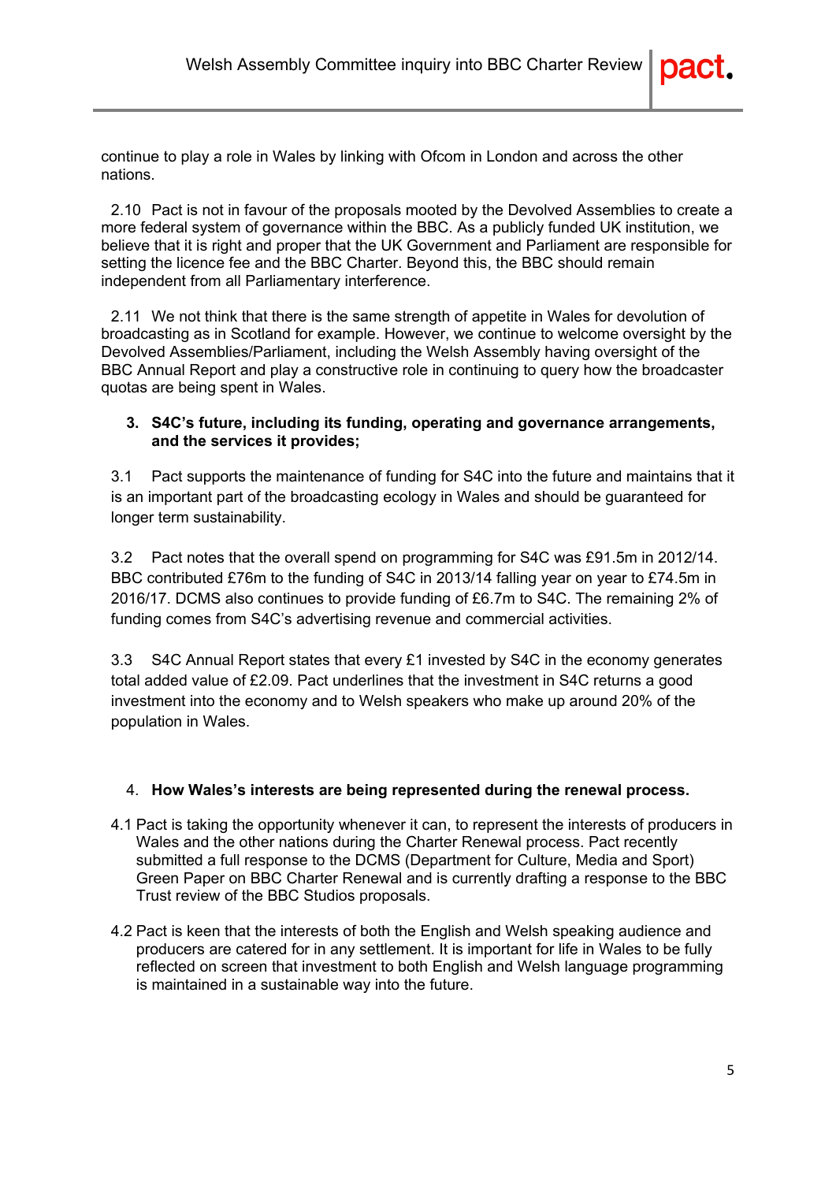continue to play a role in Wales by linking with Ofcom in London and across the other nations.

2.10 Pact is not in favour of the proposals mooted by the Devolved Assemblies to create a more federal system of governance within the BBC. As a publicly funded UK institution, we believe that it is right and proper that the UK Government and Parliament are responsible for setting the licence fee and the BBC Charter. Beyond this, the BBC should remain independent from all Parliamentary interference.

2.11 We not think that there is the same strength of appetite in Wales for devolution of broadcasting as in Scotland for example. However, we continue to welcome oversight by the Devolved Assemblies/Parliament, including the Welsh Assembly having oversight of the BBC Annual Report and play a constructive role in continuing to query how the broadcaster quotas are being spent in Wales.

**3. S4C's future, including its funding, operating and governance arrangements, and the services it provides;**

3.1 Pact supports the maintenance of funding for S4C into the future and maintains that it is an important part of the broadcasting ecology in Wales and should be guaranteed for longer term sustainability.

3.2 Pact notes that the overall spend on programming for S4C was £91.5m in 2012/14. BBC contributed £76m to the funding of S4C in 2013/14 falling year on year to £74.5m in 2016/17. DCMS also continues to provide funding of £6.7m to S4C. The remaining 2% of funding comes from S4C's advertising revenue and commercial activities.

3.3 S4C Annual Report states that every £1 invested by S4C in the economy generates total added value of £2.09. Pact underlines that the investment in S4C returns a good investment into the economy and to Welsh speakers who make up around 20% of the population in Wales.

**4. How Wales's interests are being represented during the renewal process.**

4.1 Pact is taking the opportunity whenever it can, to represent the interests of producers in Wales and the other nations during the Charter Renewal process. Pact recently submitted a full response to the DCMS (Department for Culture, Media and Sport) Green Paper on BBC Charter Renewal and is currently drafting a response to the BBC Trust review of the BBC Studios proposals.

4.2 Pact is keen that the interests of both the English and Welsh speaking audience and producers are catered for in any settlement. It is important for life in Wales to be fully reflected on screen that investment to both English and Welsh language programming is maintained in a sustainable way into the future.